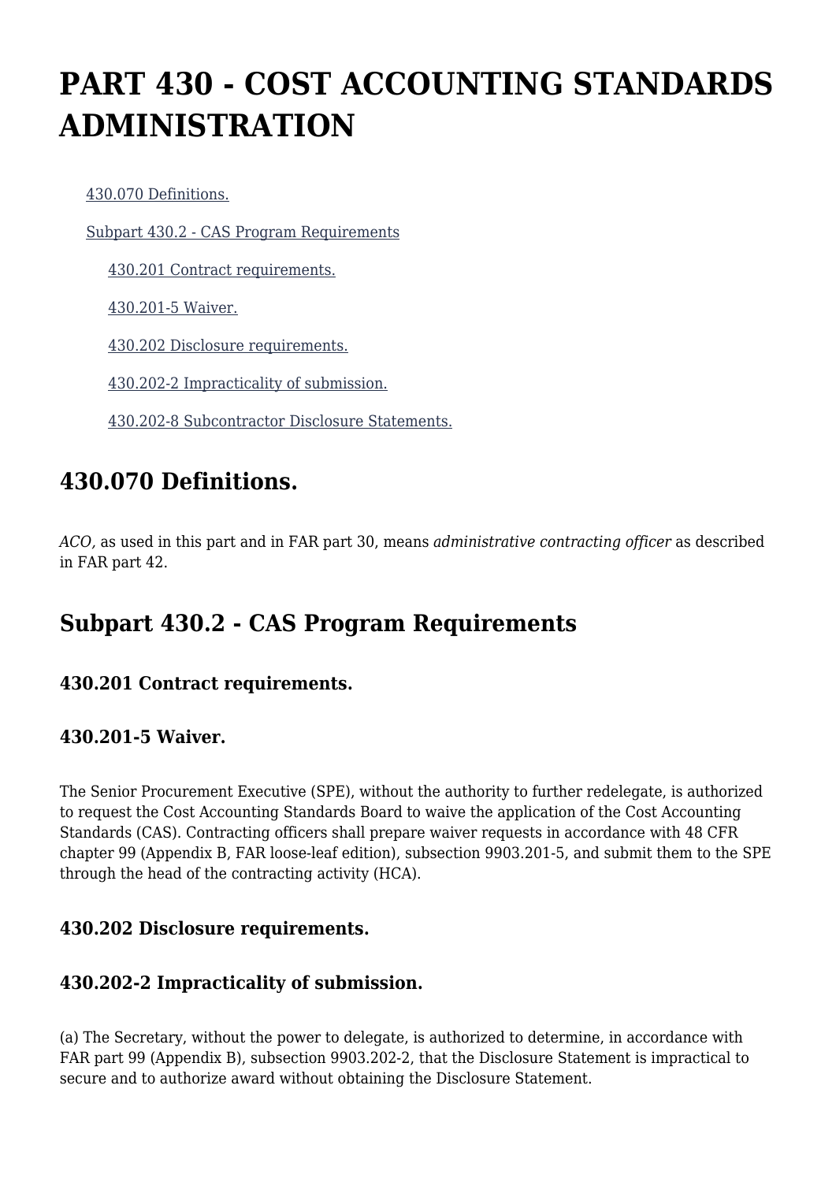# PART 430 - COST ACCOUNTING STANDARDS ADMINISTRATION

- 430.070 Definitions.
- Subpart 430.2 - CAS Program Requirements
  - 430.201 Contract requirements.
  - 430.201-5 Waiver.
  - 430.202 Disclosure requirements.
  - 430.202-2 Impracticality of submission.
  - 430.202-8 Subcontractor Disclosure Statements.

## 430.070 Definitions.

*ACO,* as used in this part and in FAR part 30, means *administrative contracting officer* as described in FAR part 42.

## Subpart 430.2 - CAS Program Requirements

### 430.201 Contract requirements.

### 430.201-5 Waiver.

The Senior Procurement Executive (SPE), without the authority to further redelegate, is authorized to request the Cost Accounting Standards Board to waive the application of the Cost Accounting Standards (CAS). Contracting officers shall prepare waiver requests in accordance with 48 CFR chapter 99 (Appendix B, FAR loose-leaf edition), subsection 9903.201-5, and submit them to the SPE through the head of the contracting activity (HCA).

### 430.202 Disclosure requirements.

### 430.202-2 Impracticality of submission.

(a) The Secretary, without the power to delegate, is authorized to determine, in accordance with FAR part 99 (Appendix B), subsection 9903.202-2, that the Disclosure Statement is impractical to secure and to authorize award without obtaining the Disclosure Statement.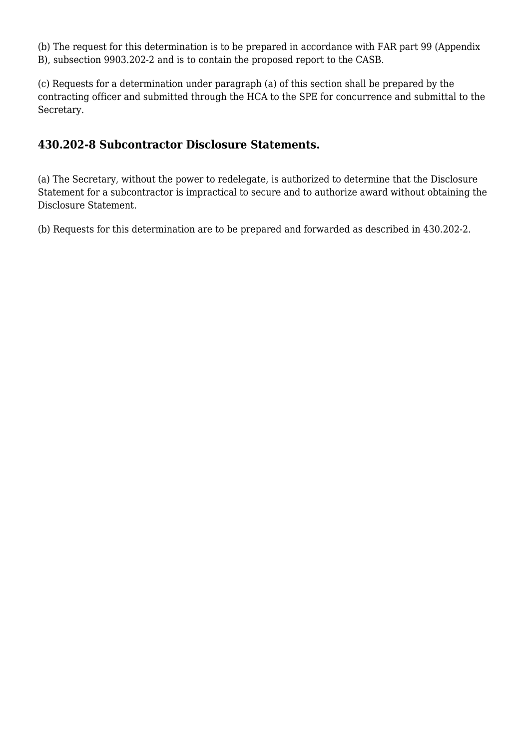(b) The request for this determination is to be prepared in accordance with FAR part 99 (Appendix B), subsection 9903.202-2 and is to contain the proposed report to the CASB.

(c) Requests for a determination under paragraph (a) of this section shall be prepared by the contracting officer and submitted through the HCA to the SPE for concurrence and submittal to the Secretary.

## 430.202-8 Subcontractor Disclosure Statements.

(a) The Secretary, without the power to redelegate, is authorized to determine that the Disclosure Statement for a subcontractor is impractical to secure and to authorize award without obtaining the Disclosure Statement.

(b) Requests for this determination are to be prepared and forwarded as described in 430.202-2.